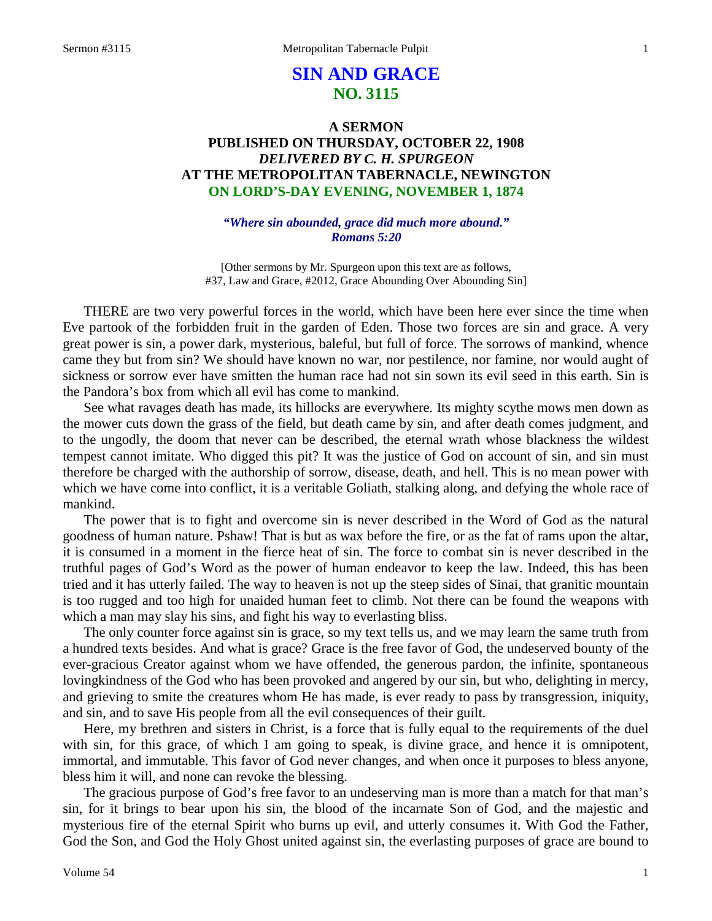# SIN AND GRACE
## NO. 3115

### A SERMON
### PUBLISHED ON THURSDAY, OCTOBER 22, 1908
### *DELIVERED BY C. H. SPURGEON*
### AT THE METROPOLITAN TABERNACLE, NEWINGTON
### ON LORD'S-DAY EVENING, NOVEMBER 1, 1874

***"Where sin abounded, grace did much more abound." Romans 5:20***

[Other sermons by Mr. Spurgeon upon this text are as follows, #37, Law and Grace, #2012, Grace Abounding Over Abounding Sin]

THERE are two very powerful forces in the world, which have been here ever since the time when Eve partook of the forbidden fruit in the garden of Eden. Those two forces are sin and grace. A very great power is sin, a power dark, mysterious, baleful, but full of force. The sorrows of mankind, whence came they but from sin? We should have known no war, nor pestilence, nor famine, nor would aught of sickness or sorrow ever have smitten the human race had not sin sown its evil seed in this earth. Sin is the Pandora's box from which all evil has come to mankind.

See what ravages death has made, its hillocks are everywhere. Its mighty scythe mows men down as the mower cuts down the grass of the field, but death came by sin, and after death comes judgment, and to the ungodly, the doom that never can be described, the eternal wrath whose blackness the wildest tempest cannot imitate. Who digged this pit? It was the justice of God on account of sin, and sin must therefore be charged with the authorship of sorrow, disease, death, and hell. This is no mean power with which we have come into conflict, it is a veritable Goliath, stalking along, and defying the whole race of mankind.

The power that is to fight and overcome sin is never described in the Word of God as the natural goodness of human nature. Pshaw! That is but as wax before the fire, or as the fat of rams upon the altar, it is consumed in a moment in the fierce heat of sin. The force to combat sin is never described in the truthful pages of God's Word as the power of human endeavor to keep the law. Indeed, this has been tried and it has utterly failed. The way to heaven is not up the steep sides of Sinai, that granitic mountain is too rugged and too high for unaided human feet to climb. Not there can be found the weapons with which a man may slay his sins, and fight his way to everlasting bliss.

The only counter force against sin is grace, so my text tells us, and we may learn the same truth from a hundred texts besides. And what is grace? Grace is the free favor of God, the undeserved bounty of the ever-gracious Creator against whom we have offended, the generous pardon, the infinite, spontaneous lovingkindness of the God who has been provoked and angered by our sin, but who, delighting in mercy, and grieving to smite the creatures whom He has made, is ever ready to pass by transgression, iniquity, and sin, and to save His people from all the evil consequences of their guilt.

Here, my brethren and sisters in Christ, is a force that is fully equal to the requirements of the duel with sin, for this grace, of which I am going to speak, is divine grace, and hence it is omnipotent, immortal, and immutable. This favor of God never changes, and when once it purposes to bless anyone, bless him it will, and none can revoke the blessing.

The gracious purpose of God's free favor to an undeserving man is more than a match for that man's sin, for it brings to bear upon his sin, the blood of the incarnate Son of God, and the majestic and mysterious fire of the eternal Spirit who burns up evil, and utterly consumes it. With God the Father, God the Son, and God the Holy Ghost united against sin, the everlasting purposes of grace are bound to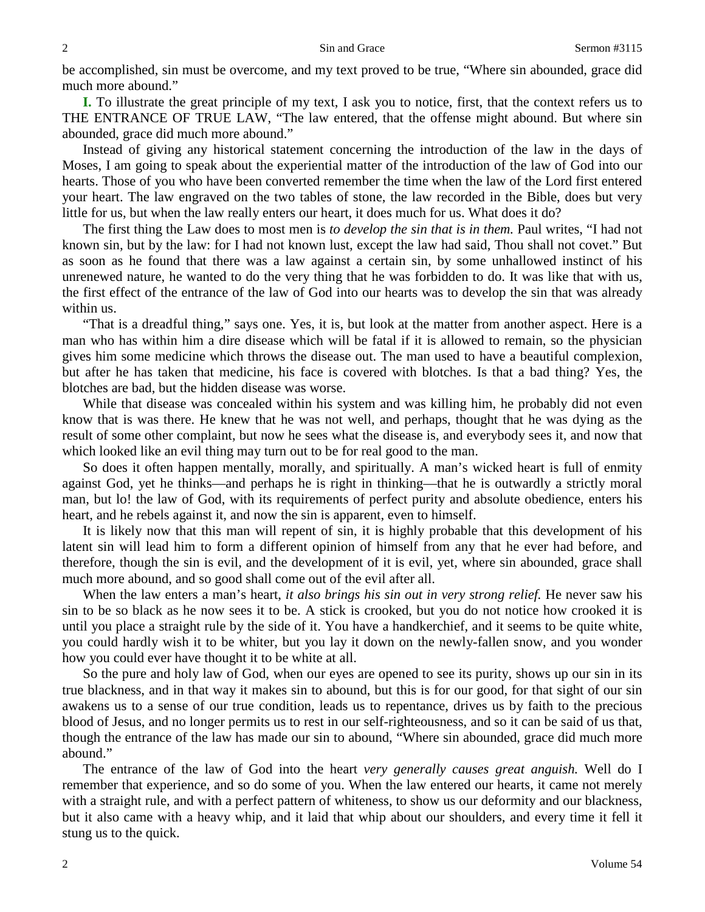be accomplished, sin must be overcome, and my text proved to be true, "Where sin abounded, grace did much more abound."

**I.** To illustrate the great principle of my text, I ask you to notice, first, that the context refers us to THE ENTRANCE OF TRUE LAW, "The law entered, that the offense might abound. But where sin abounded, grace did much more abound."

Instead of giving any historical statement concerning the introduction of the law in the days of Moses, I am going to speak about the experiential matter of the introduction of the law of God into our hearts. Those of you who have been converted remember the time when the law of the Lord first entered your heart. The law engraved on the two tables of stone, the law recorded in the Bible, does but very little for us, but when the law really enters our heart, it does much for us. What does it do?

The first thing the Law does to most men is *to develop the sin that is in them.* Paul writes, "I had not known sin, but by the law: for I had not known lust, except the law had said, Thou shall not covet." But as soon as he found that there was a law against a certain sin, by some unhallowed instinct of his unrenewed nature, he wanted to do the very thing that he was forbidden to do. It was like that with us, the first effect of the entrance of the law of God into our hearts was to develop the sin that was already within us.

"That is a dreadful thing," says one. Yes, it is, but look at the matter from another aspect. Here is a man who has within him a dire disease which will be fatal if it is allowed to remain, so the physician gives him some medicine which throws the disease out. The man used to have a beautiful complexion, but after he has taken that medicine, his face is covered with blotches. Is that a bad thing? Yes, the blotches are bad, but the hidden disease was worse.

While that disease was concealed within his system and was killing him, he probably did not even know that is was there. He knew that he was not well, and perhaps, thought that he was dying as the result of some other complaint, but now he sees what the disease is, and everybody sees it, and now that which looked like an evil thing may turn out to be for real good to the man.

So does it often happen mentally, morally, and spiritually. A man's wicked heart is full of enmity against God, yet he thinks—and perhaps he is right in thinking—that he is outwardly a strictly moral man, but lo! the law of God, with its requirements of perfect purity and absolute obedience, enters his heart, and he rebels against it, and now the sin is apparent, even to himself.

It is likely now that this man will repent of sin, it is highly probable that this development of his latent sin will lead him to form a different opinion of himself from any that he ever had before, and therefore, though the sin is evil, and the development of it is evil, yet, where sin abounded, grace shall much more abound, and so good shall come out of the evil after all.

When the law enters a man's heart, *it also brings his sin out in very strong relief.* He never saw his sin to be so black as he now sees it to be. A stick is crooked, but you do not notice how crooked it is until you place a straight rule by the side of it. You have a handkerchief, and it seems to be quite white, you could hardly wish it to be whiter, but you lay it down on the newly-fallen snow, and you wonder how you could ever have thought it to be white at all.

So the pure and holy law of God, when our eyes are opened to see its purity, shows up our sin in its true blackness, and in that way it makes sin to abound, but this is for our good, for that sight of our sin awakens us to a sense of our true condition, leads us to repentance, drives us by faith to the precious blood of Jesus, and no longer permits us to rest in our self-righteousness, and so it can be said of us that, though the entrance of the law has made our sin to abound, "Where sin abounded, grace did much more abound."

The entrance of the law of God into the heart *very generally causes great anguish.* Well do I remember that experience, and so do some of you. When the law entered our hearts, it came not merely with a straight rule, and with a perfect pattern of whiteness, to show us our deformity and our blackness, but it also came with a heavy whip, and it laid that whip about our shoulders, and every time it fell it stung us to the quick.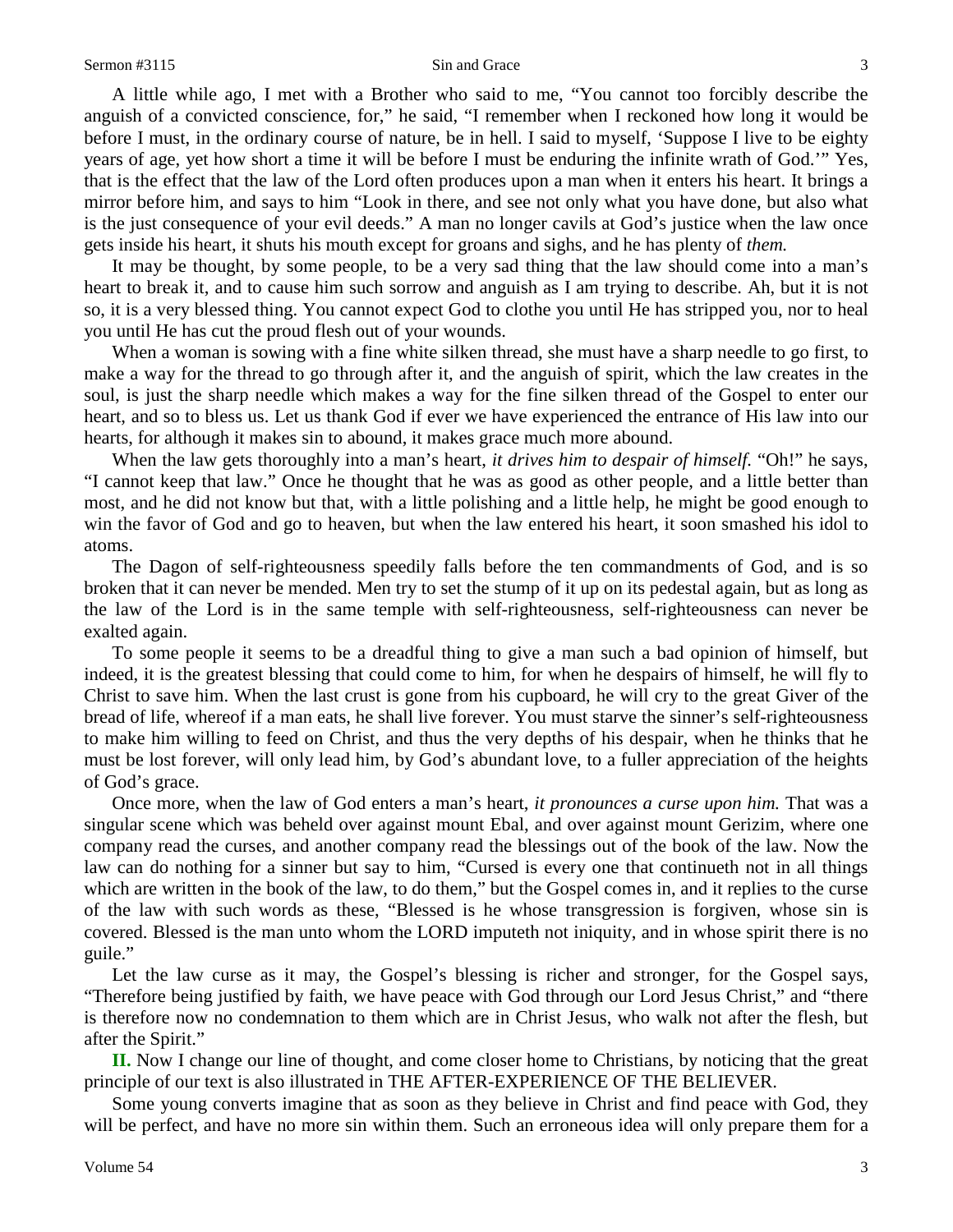A little while ago, I met with a Brother who said to me, "You cannot too forcibly describe the anguish of a convicted conscience, for," he said, "I remember when I reckoned how long it would be before I must, in the ordinary course of nature, be in hell. I said to myself, 'Suppose I live to be eighty years of age, yet how short a time it will be before I must be enduring the infinite wrath of God.'" Yes, that is the effect that the law of the Lord often produces upon a man when it enters his heart. It brings a mirror before him, and says to him "Look in there, and see not only what you have done, but also what is the just consequence of your evil deeds." A man no longer cavils at God's justice when the law once gets inside his heart, it shuts his mouth except for groans and sighs, and he has plenty of *them.*

It may be thought, by some people, to be a very sad thing that the law should come into a man's heart to break it, and to cause him such sorrow and anguish as I am trying to describe. Ah, but it is not so, it is a very blessed thing. You cannot expect God to clothe you until He has stripped you, nor to heal you until He has cut the proud flesh out of your wounds.

When a woman is sowing with a fine white silken thread, she must have a sharp needle to go first, to make a way for the thread to go through after it, and the anguish of spirit, which the law creates in the soul, is just the sharp needle which makes a way for the fine silken thread of the Gospel to enter our heart, and so to bless us. Let us thank God if ever we have experienced the entrance of His law into our hearts, for although it makes sin to abound, it makes grace much more abound.

When the law gets thoroughly into a man's heart, *it drives him to despair of himself.* "Oh!" he says, "I cannot keep that law." Once he thought that he was as good as other people, and a little better than most, and he did not know but that, with a little polishing and a little help, he might be good enough to win the favor of God and go to heaven, but when the law entered his heart, it soon smashed his idol to atoms.

The Dagon of self-righteousness speedily falls before the ten commandments of God, and is so broken that it can never be mended. Men try to set the stump of it up on its pedestal again, but as long as the law of the Lord is in the same temple with self-righteousness, self-righteousness can never be exalted again.

To some people it seems to be a dreadful thing to give a man such a bad opinion of himself, but indeed, it is the greatest blessing that could come to him, for when he despairs of himself, he will fly to Christ to save him. When the last crust is gone from his cupboard, he will cry to the great Giver of the bread of life, whereof if a man eats, he shall live forever. You must starve the sinner's self-righteousness to make him willing to feed on Christ, and thus the very depths of his despair, when he thinks that he must be lost forever, will only lead him, by God's abundant love, to a fuller appreciation of the heights of God's grace.

Once more, when the law of God enters a man's heart, *it pronounces a curse upon him.* That was a singular scene which was beheld over against mount Ebal, and over against mount Gerizim, where one company read the curses, and another company read the blessings out of the book of the law. Now the law can do nothing for a sinner but say to him, "Cursed is every one that continueth not in all things which are written in the book of the law, to do them," but the Gospel comes in, and it replies to the curse of the law with such words as these, "Blessed is he whose transgression is forgiven, whose sin is covered. Blessed is the man unto whom the LORD imputeth not iniquity, and in whose spirit there is no guile."

Let the law curse as it may, the Gospel's blessing is richer and stronger, for the Gospel says, "Therefore being justified by faith, we have peace with God through our Lord Jesus Christ," and "there is therefore now no condemnation to them which are in Christ Jesus, who walk not after the flesh, but after the Spirit."

**II.** Now I change our line of thought, and come closer home to Christians, by noticing that the great principle of our text is also illustrated in THE AFTER-EXPERIENCE OF THE BELIEVER.

Some young converts imagine that as soon as they believe in Christ and find peace with God, they will be perfect, and have no more sin within them. Such an erroneous idea will only prepare them for a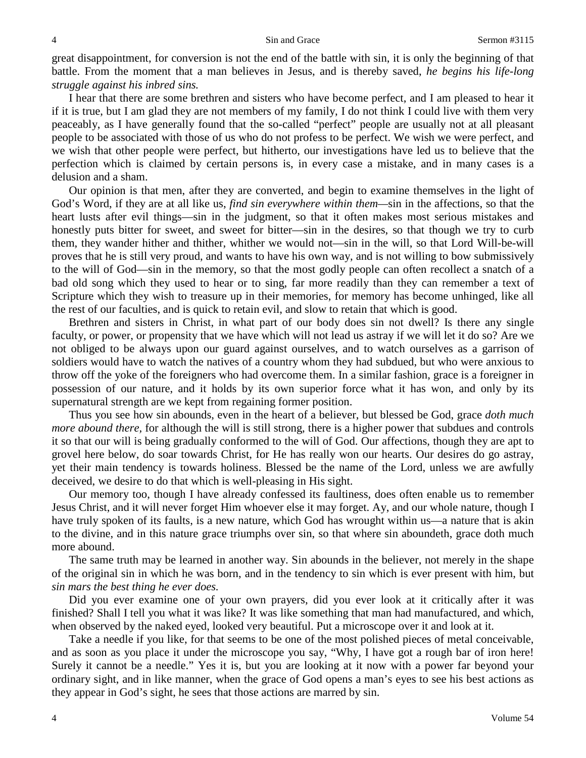great disappointment, for conversion is not the end of the battle with sin, it is only the beginning of that battle. From the moment that a man believes in Jesus, and is thereby saved, *he begins his life-long struggle against his inbred sins.*

I hear that there are some brethren and sisters who have become perfect, and I am pleased to hear it if it is true, but I am glad they are not members of my family, I do not think I could live with them very peaceably, as I have generally found that the so-called "perfect" people are usually not at all pleasant people to be associated with those of us who do not profess to be perfect. We wish we were perfect, and we wish that other people were perfect, but hitherto, our investigations have led us to believe that the perfection which is claimed by certain persons is, in every case a mistake, and in many cases is a delusion and a sham.

Our opinion is that men, after they are converted, and begin to examine themselves in the light of God's Word, if they are at all like us, *find sin everywhere within them*—sin in the affections, so that the heart lusts after evil things—sin in the judgment, so that it often makes most serious mistakes and honestly puts bitter for sweet, and sweet for bitter—sin in the desires, so that though we try to curb them, they wander hither and thither, whither we would not—sin in the will, so that Lord Will-be-will proves that he is still very proud, and wants to have his own way, and is not willing to bow submissively to the will of God—sin in the memory, so that the most godly people can often recollect a snatch of a bad old song which they used to hear or to sing, far more readily than they can remember a text of Scripture which they wish to treasure up in their memories, for memory has become unhinged, like all the rest of our faculties, and is quick to retain evil, and slow to retain that which is good.

Brethren and sisters in Christ, in what part of our body does sin not dwell? Is there any single faculty, or power, or propensity that we have which will not lead us astray if we will let it do so? Are we not obliged to be always upon our guard against ourselves, and to watch ourselves as a garrison of soldiers would have to watch the natives of a country whom they had subdued, but who were anxious to throw off the yoke of the foreigners who had overcome them. In a similar fashion, grace is a foreigner in possession of our nature, and it holds by its own superior force what it has won, and only by its supernatural strength are we kept from regaining former position.

Thus you see how sin abounds, even in the heart of a believer, but blessed be God, grace *doth much more abound there,* for although the will is still strong, there is a higher power that subdues and controls it so that our will is being gradually conformed to the will of God. Our affections, though they are apt to grovel here below, do soar towards Christ, for He has really won our hearts. Our desires do go astray, yet their main tendency is towards holiness. Blessed be the name of the Lord, unless we are awfully deceived, we desire to do that which is well-pleasing in His sight.

Our memory too, though I have already confessed its faultiness, does often enable us to remember Jesus Christ, and it will never forget Him whoever else it may forget. Ay, and our whole nature, though I have truly spoken of its faults, is a new nature, which God has wrought within us—a nature that is akin to the divine, and in this nature grace triumphs over sin, so that where sin aboundeth, grace doth much more abound.

The same truth may be learned in another way. Sin abounds in the believer, not merely in the shape of the original sin in which he was born, and in the tendency to sin which is ever present with him, but *sin mars the best thing he ever does.*

Did you ever examine one of your own prayers, did you ever look at it critically after it was finished? Shall I tell you what it was like? It was like something that man had manufactured, and which, when observed by the naked eyed, looked very beautiful. Put a microscope over it and look at it.

Take a needle if you like, for that seems to be one of the most polished pieces of metal conceivable, and as soon as you place it under the microscope you say, "Why, I have got a rough bar of iron here! Surely it cannot be a needle." Yes it is, but you are looking at it now with a power far beyond your ordinary sight, and in like manner, when the grace of God opens a man's eyes to see his best actions as they appear in God's sight, he sees that those actions are marred by sin.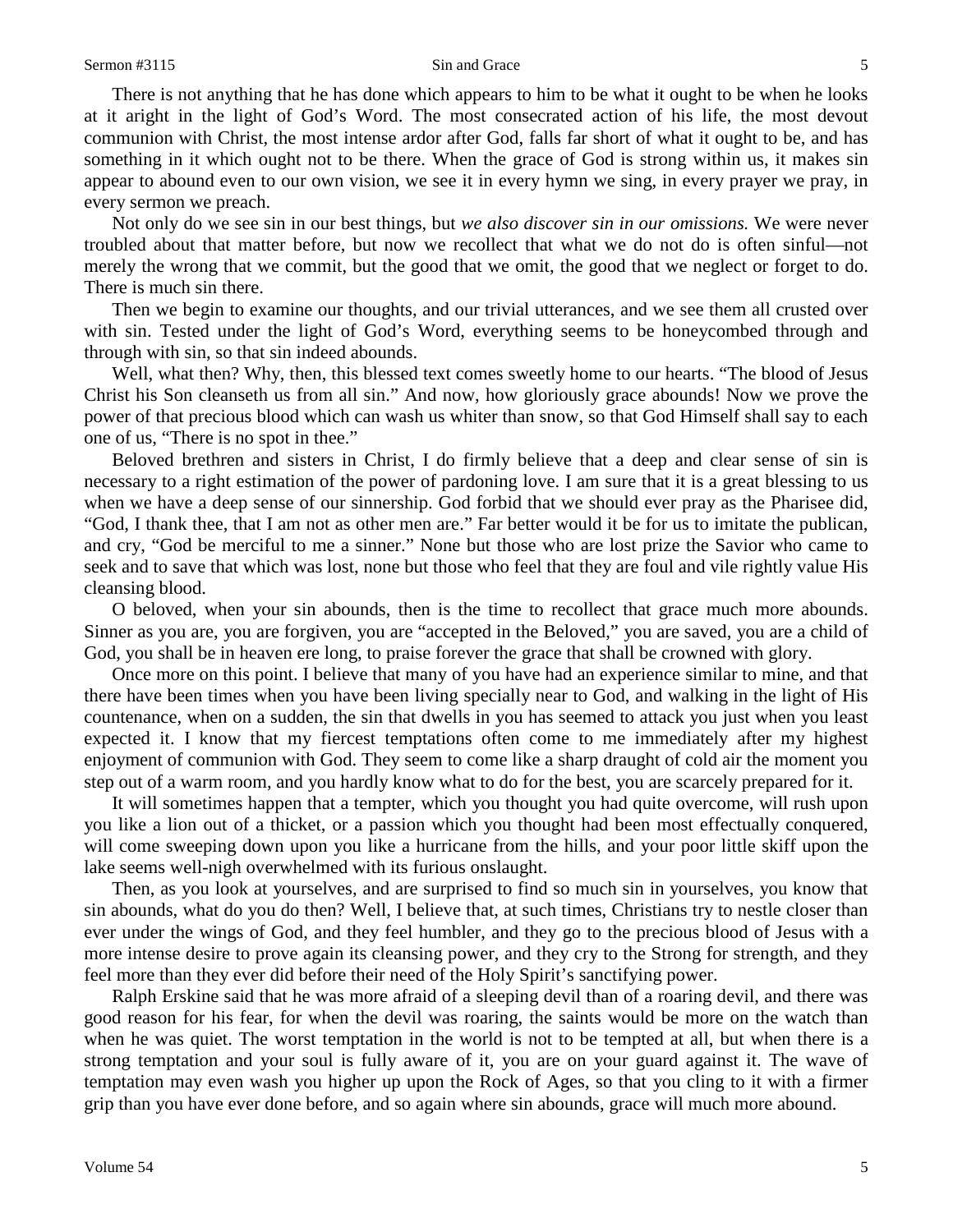There is not anything that he has done which appears to him to be what it ought to be when he looks at it aright in the light of God's Word. The most consecrated action of his life, the most devout communion with Christ, the most intense ardor after God, falls far short of what it ought to be, and has something in it which ought not to be there. When the grace of God is strong within us, it makes sin appear to abound even to our own vision, we see it in every hymn we sing, in every prayer we pray, in every sermon we preach.

Not only do we see sin in our best things, but *we also discover sin in our omissions.* We were never troubled about that matter before, but now we recollect that what we do not do is often sinful—not merely the wrong that we commit, but the good that we omit, the good that we neglect or forget to do. There is much sin there.

Then we begin to examine our thoughts, and our trivial utterances, and we see them all crusted over with sin. Tested under the light of God's Word, everything seems to be honeycombed through and through with sin, so that sin indeed abounds.

Well, what then? Why, then, this blessed text comes sweetly home to our hearts. "The blood of Jesus Christ his Son cleanseth us from all sin." And now, how gloriously grace abounds! Now we prove the power of that precious blood which can wash us whiter than snow, so that God Himself shall say to each one of us, "There is no spot in thee."

Beloved brethren and sisters in Christ, I do firmly believe that a deep and clear sense of sin is necessary to a right estimation of the power of pardoning love. I am sure that it is a great blessing to us when we have a deep sense of our sinnership. God forbid that we should ever pray as the Pharisee did, "God, I thank thee, that I am not as other men are." Far better would it be for us to imitate the publican, and cry, "God be merciful to me a sinner." None but those who are lost prize the Savior who came to seek and to save that which was lost, none but those who feel that they are foul and vile rightly value His cleansing blood.

O beloved, when your sin abounds, then is the time to recollect that grace much more abounds. Sinner as you are, you are forgiven, you are "accepted in the Beloved," you are saved, you are a child of God, you shall be in heaven ere long, to praise forever the grace that shall be crowned with glory.

Once more on this point. I believe that many of you have had an experience similar to mine, and that there have been times when you have been living specially near to God, and walking in the light of His countenance, when on a sudden, the sin that dwells in you has seemed to attack you just when you least expected it. I know that my fiercest temptations often come to me immediately after my highest enjoyment of communion with God. They seem to come like a sharp draught of cold air the moment you step out of a warm room, and you hardly know what to do for the best, you are scarcely prepared for it.

It will sometimes happen that a tempter, which you thought you had quite overcome, will rush upon you like a lion out of a thicket, or a passion which you thought had been most effectually conquered, will come sweeping down upon you like a hurricane from the hills, and your poor little skiff upon the lake seems well-nigh overwhelmed with its furious onslaught.

Then, as you look at yourselves, and are surprised to find so much sin in yourselves, you know that sin abounds, what do you do then? Well, I believe that, at such times, Christians try to nestle closer than ever under the wings of God, and they feel humbler, and they go to the precious blood of Jesus with a more intense desire to prove again its cleansing power, and they cry to the Strong for strength, and they feel more than they ever did before their need of the Holy Spirit's sanctifying power.

Ralph Erskine said that he was more afraid of a sleeping devil than of a roaring devil, and there was good reason for his fear, for when the devil was roaring, the saints would be more on the watch than when he was quiet. The worst temptation in the world is not to be tempted at all, but when there is a strong temptation and your soul is fully aware of it, you are on your guard against it. The wave of temptation may even wash you higher up upon the Rock of Ages, so that you cling to it with a firmer grip than you have ever done before, and so again where sin abounds, grace will much more abound.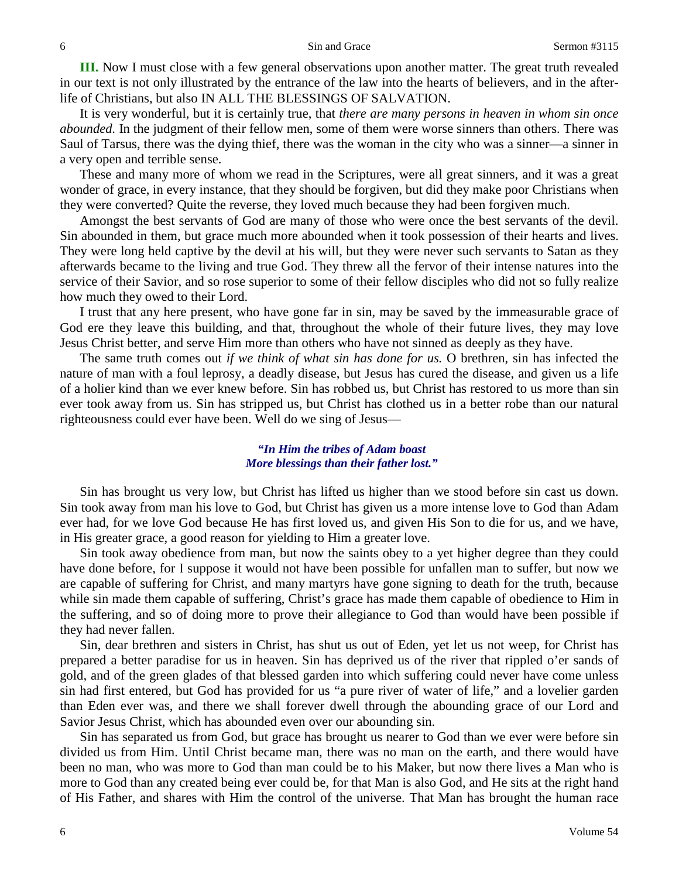**III.** Now I must close with a few general observations upon another matter. The great truth revealed in our text is not only illustrated by the entrance of the law into the hearts of believers, and in the after-life of Christians, but also IN ALL THE BLESSINGS OF SALVATION.

It is very wonderful, but it is certainly true, that *there are many persons in heaven in whom sin once abounded.* In the judgment of their fellow men, some of them were worse sinners than others. There was Saul of Tarsus, there was the dying thief, there was the woman in the city who was a sinner—a sinner in a very open and terrible sense.

These and many more of whom we read in the Scriptures, were all great sinners, and it was a great wonder of grace, in every instance, that they should be forgiven, but did they make poor Christians when they were converted? Quite the reverse, they loved much because they had been forgiven much.

Amongst the best servants of God are many of those who were once the best servants of the devil. Sin abounded in them, but grace much more abounded when it took possession of their hearts and lives. They were long held captive by the devil at his will, but they were never such servants to Satan as they afterwards became to the living and true God. They threw all the fervor of their intense natures into the service of their Savior, and so rose superior to some of their fellow disciples who did not so fully realize how much they owed to their Lord.

I trust that any here present, who have gone far in sin, may be saved by the immeasurable grace of God ere they leave this building, and that, throughout the whole of their future lives, they may love Jesus Christ better, and serve Him more than others who have not sinned as deeply as they have.

The same truth comes out *if we think of what sin has done for us.* O brethren, sin has infected the nature of man with a foul leprosy, a deadly disease, but Jesus has cured the disease, and given us a life of a holier kind than we ever knew before. Sin has robbed us, but Christ has restored to us more than sin ever took away from us. Sin has stripped us, but Christ has clothed us in a better robe than our natural righteousness could ever have been. Well do we sing of Jesus—

***"In Him the tribes of Adam boast***
***More blessings than their father lost."***

Sin has brought us very low, but Christ has lifted us higher than we stood before sin cast us down. Sin took away from man his love to God, but Christ has given us a more intense love to God than Adam ever had, for we love God because He has first loved us, and given His Son to die for us, and we have, in His greater grace, a good reason for yielding to Him a greater love.

Sin took away obedience from man, but now the saints obey to a yet higher degree than they could have done before, for I suppose it would not have been possible for unfallen man to suffer, but now we are capable of suffering for Christ, and many martyrs have gone signing to death for the truth, because while sin made them capable of suffering, Christ's grace has made them capable of obedience to Him in the suffering, and so of doing more to prove their allegiance to God than would have been possible if they had never fallen.

Sin, dear brethren and sisters in Christ, has shut us out of Eden, yet let us not weep, for Christ has prepared a better paradise for us in heaven. Sin has deprived us of the river that rippled o'er sands of gold, and of the green glades of that blessed garden into which suffering could never have come unless sin had first entered, but God has provided for us "a pure river of water of life," and a lovelier garden than Eden ever was, and there we shall forever dwell through the abounding grace of our Lord and Savior Jesus Christ, which has abounded even over our abounding sin.

Sin has separated us from God, but grace has brought us nearer to God than we ever were before sin divided us from Him. Until Christ became man, there was no man on the earth, and there would have been no man, who was more to God than man could be to his Maker, but now there lives a Man who is more to God than any created being ever could be, for that Man is also God, and He sits at the right hand of His Father, and shares with Him the control of the universe. That Man has brought the human race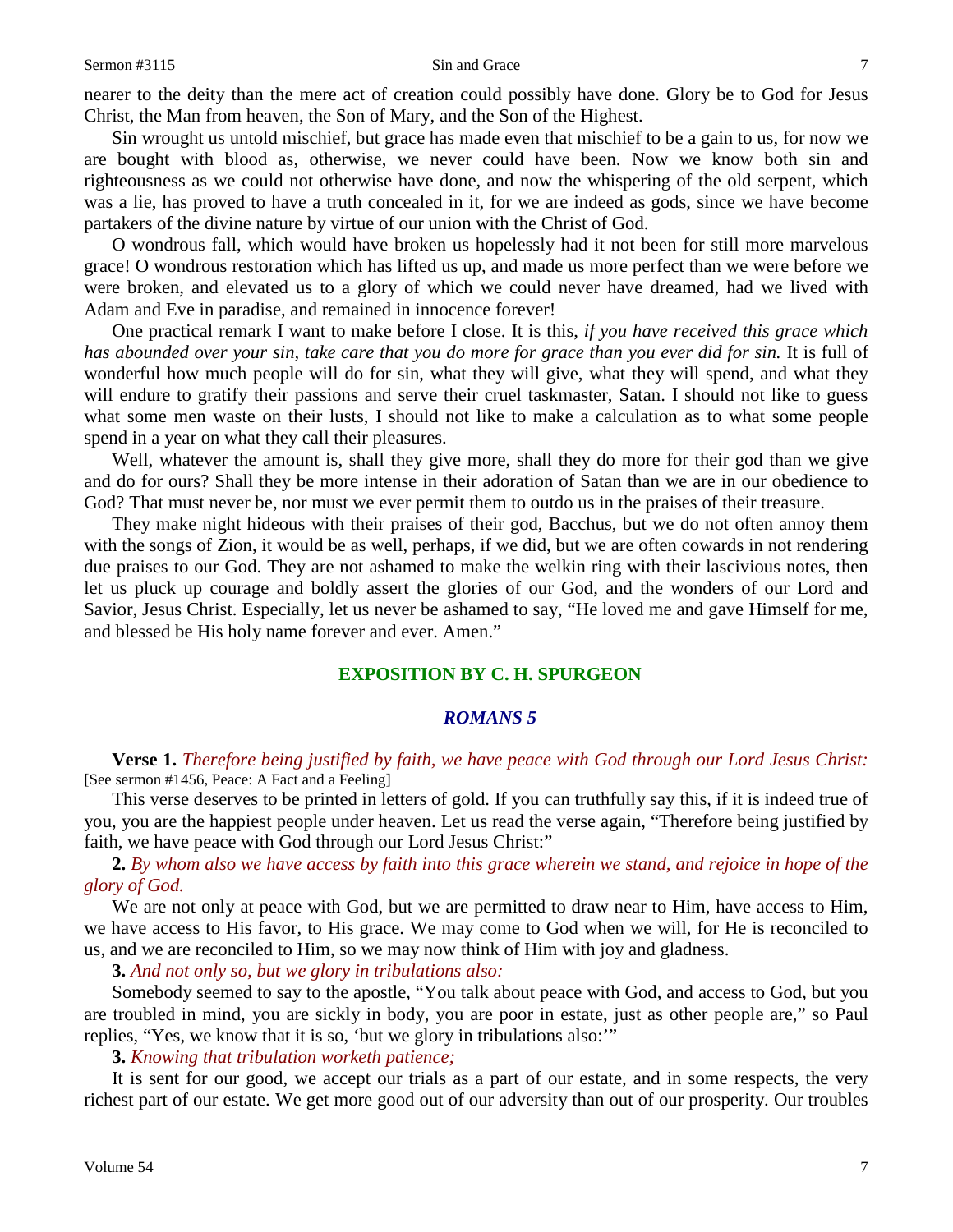nearer to the deity than the mere act of creation could possibly have done. Glory be to God for Jesus Christ, the Man from heaven, the Son of Mary, and the Son of the Highest.

Sin wrought us untold mischief, but grace has made even that mischief to be a gain to us, for now we are bought with blood as, otherwise, we never could have been. Now we know both sin and righteousness as we could not otherwise have done, and now the whispering of the old serpent, which was a lie, has proved to have a truth concealed in it, for we are indeed as gods, since we have become partakers of the divine nature by virtue of our union with the Christ of God.

O wondrous fall, which would have broken us hopelessly had it not been for still more marvelous grace! O wondrous restoration which has lifted us up, and made us more perfect than we were before we were broken, and elevated us to a glory of which we could never have dreamed, had we lived with Adam and Eve in paradise, and remained in innocence forever!

One practical remark I want to make before I close. It is this, *if you have received this grace which has abounded over your sin, take care that you do more for grace than you ever did for sin.* It is full of wonderful how much people will do for sin, what they will give, what they will spend, and what they will endure to gratify their passions and serve their cruel taskmaster, Satan. I should not like to guess what some men waste on their lusts, I should not like to make a calculation as to what some people spend in a year on what they call their pleasures.

Well, whatever the amount is, shall they give more, shall they do more for their god than we give and do for ours? Shall they be more intense in their adoration of Satan than we are in our obedience to God? That must never be, nor must we ever permit them to outdo us in the praises of their treasure.

They make night hideous with their praises of their god, Bacchus, but we do not often annoy them with the songs of Zion, it would be as well, perhaps, if we did, but we are often cowards in not rendering due praises to our God. They are not ashamed to make the welkin ring with their lascivious notes, then let us pluck up courage and boldly assert the glories of our God, and the wonders of our Lord and Savior, Jesus Christ. Especially, let us never be ashamed to say, "He loved me and gave Himself for me, and blessed be His holy name forever and ever. Amen."

## EXPOSITION BY C. H. SPURGEON

### *ROMANS 5*

**Verse 1.** *Therefore being justified by faith, we have peace with God through our Lord Jesus Christ:* [See sermon #1456, Peace: A Fact and a Feeling]

This verse deserves to be printed in letters of gold. If you can truthfully say this, if it is indeed true of you, you are the happiest people under heaven. Let us read the verse again, "Therefore being justified by faith, we have peace with God through our Lord Jesus Christ:"

**2.** *By whom also we have access by faith into this grace wherein we stand, and rejoice in hope of the glory of God.*

We are not only at peace with God, but we are permitted to draw near to Him, have access to Him, we have access to His favor, to His grace. We may come to God when we will, for He is reconciled to us, and we are reconciled to Him, so we may now think of Him with joy and gladness.

**3.** *And not only so, but we glory in tribulations also:*

Somebody seemed to say to the apostle, "You talk about peace with God, and access to God, but you are troubled in mind, you are sickly in body, you are poor in estate, just as other people are," so Paul replies, "Yes, we know that it is so, 'but we glory in tribulations also:'"

**3.** *Knowing that tribulation worketh patience;*

It is sent for our good, we accept our trials as a part of our estate, and in some respects, the very richest part of our estate. We get more good out of our adversity than out of our prosperity. Our troubles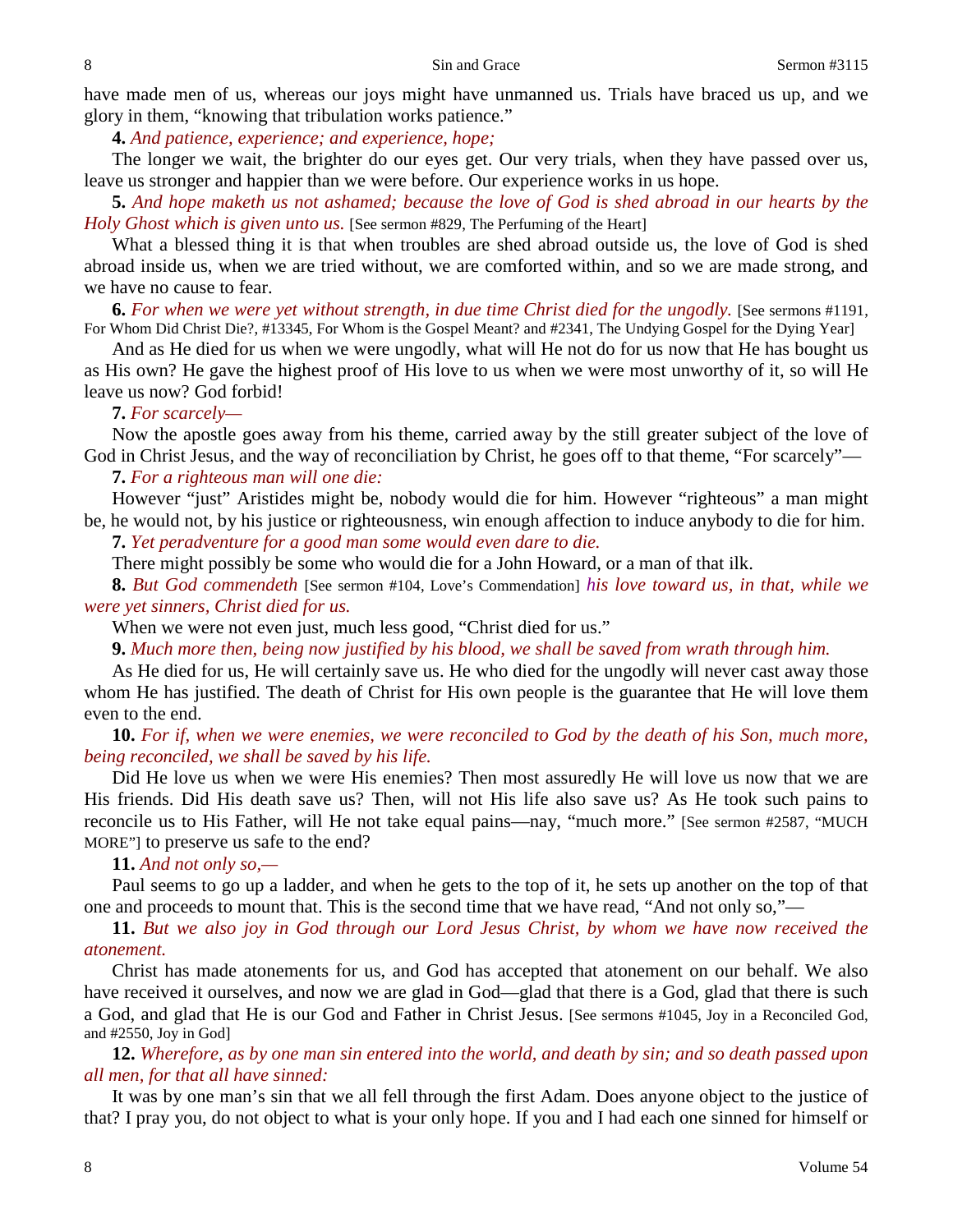have made men of us, whereas our joys might have unmanned us. Trials have braced us up, and we glory in them, "knowing that tribulation works patience."

**4.** *And patience, experience; and experience, hope;*

The longer we wait, the brighter do our eyes get. Our very trials, when they have passed over us, leave us stronger and happier than we were before. Our experience works in us hope.

**5.** *And hope maketh us not ashamed; because the love of God is shed abroad in our hearts by the Holy Ghost which is given unto us.* [See sermon #829, The Perfuming of the Heart]

What a blessed thing it is that when troubles are shed abroad outside us, the love of God is shed abroad inside us, when we are tried without, we are comforted within, and so we are made strong, and we have no cause to fear.

**6.** *For when we were yet without strength, in due time Christ died for the ungodly.* [See sermons #1191, For Whom Did Christ Die?, #13345, For Whom is the Gospel Meant? and #2341, The Undying Gospel for the Dying Year]

And as He died for us when we were ungodly, what will He not do for us now that He has bought us as His own? He gave the highest proof of His love to us when we were most unworthy of it, so will He leave us now? God forbid!

**7.** *For scarcely—*

Now the apostle goes away from his theme, carried away by the still greater subject of the love of God in Christ Jesus, and the way of reconciliation by Christ, he goes off to that theme, "For scarcely"—

**7.** *For a righteous man will one die:*

However "just" Aristides might be, nobody would die for him. However "righteous" a man might be, he would not, by his justice or righteousness, win enough affection to induce anybody to die for him.

**7.** *Yet peradventure for a good man some would even dare to die.*

There might possibly be some who would die for a John Howard, or a man of that ilk.

**8.** *But God commendeth* [See sermon #104, Love's Commendation] *his love toward us, in that, while we were yet sinners, Christ died for us.*

When we were not even just, much less good, "Christ died for us."

**9.** *Much more then, being now justified by his blood, we shall be saved from wrath through him.*

As He died for us, He will certainly save us. He who died for the ungodly will never cast away those whom He has justified. The death of Christ for His own people is the guarantee that He will love them even to the end.

**10.** *For if, when we were enemies, we were reconciled to God by the death of his Son, much more, being reconciled, we shall be saved by his life.*

Did He love us when we were His enemies? Then most assuredly He will love us now that we are His friends. Did His death save us? Then, will not His life also save us? As He took such pains to reconcile us to His Father, will He not take equal pains—nay, "much more." [See sermon #2587, "MUCH MORE"] to preserve us safe to the end?

**11.** *And not only so,—*

Paul seems to go up a ladder, and when he gets to the top of it, he sets up another on the top of that one and proceeds to mount that. This is the second time that we have read, "And not only so,"—

**11.** *But we also joy in God through our Lord Jesus Christ, by whom we have now received the atonement.*

Christ has made atonements for us, and God has accepted that atonement on our behalf. We also have received it ourselves, and now we are glad in God—glad that there is a God, glad that there is such a God, and glad that He is our God and Father in Christ Jesus. [See sermons #1045, Joy in a Reconciled God, and #2550, Joy in God]

**12.** *Wherefore, as by one man sin entered into the world, and death by sin; and so death passed upon all men, for that all have sinned:*

It was by one man's sin that we all fell through the first Adam. Does anyone object to the justice of that? I pray you, do not object to what is your only hope. If you and I had each one sinned for himself or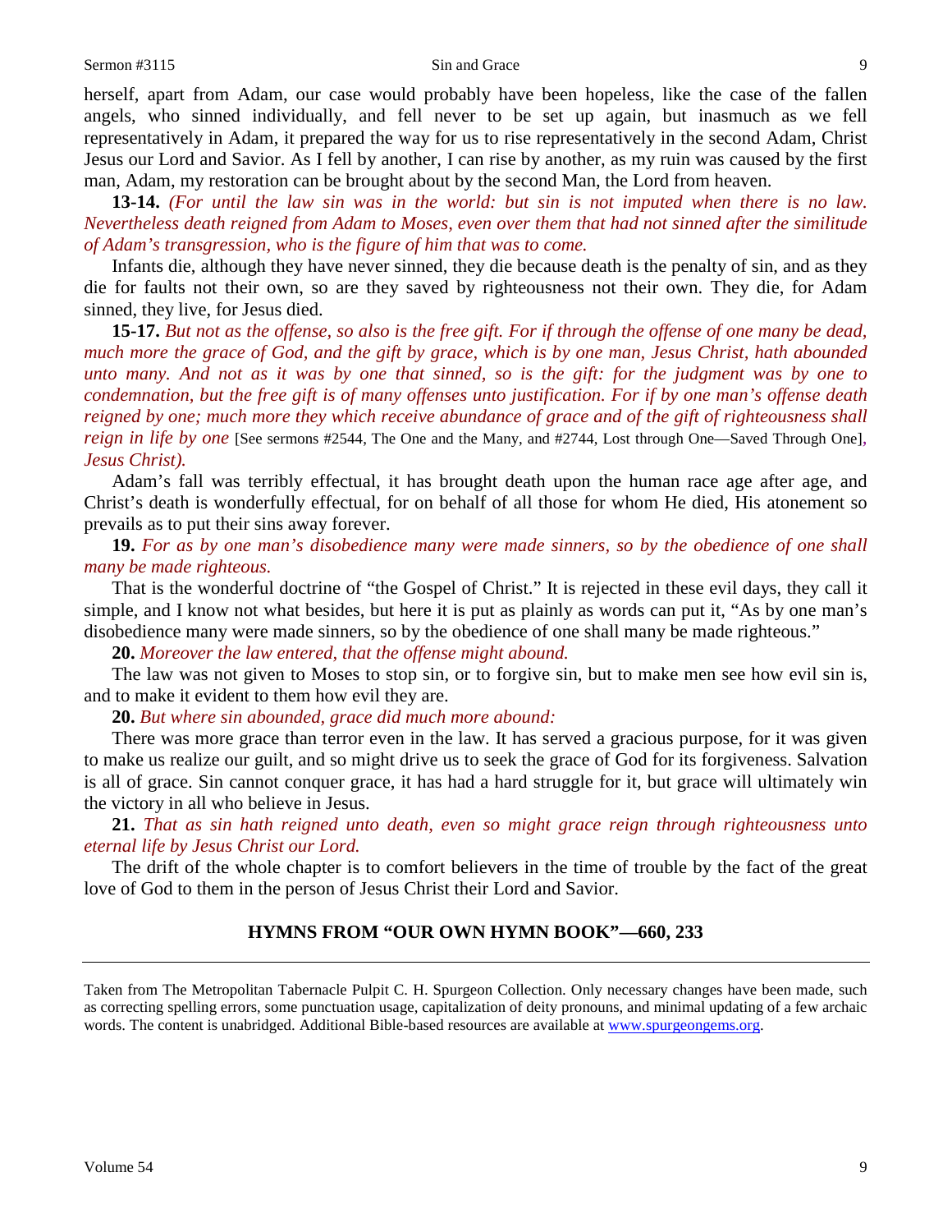herself, apart from Adam, our case would probably have been hopeless, like the case of the fallen angels, who sinned individually, and fell never to be set up again, but inasmuch as we fell representatively in Adam, it prepared the way for us to rise representatively in the second Adam, Christ Jesus our Lord and Savior. As I fell by another, I can rise by another, as my ruin was caused by the first man, Adam, my restoration can be brought about by the second Man, the Lord from heaven.

**13-14.** *(For until the law sin was in the world: but sin is not imputed when there is no law. Nevertheless death reigned from Adam to Moses, even over them that had not sinned after the similitude of Adam's transgression, who is the figure of him that was to come.*

Infants die, although they have never sinned, they die because death is the penalty of sin, and as they die for faults not their own, so are they saved by righteousness not their own. They die, for Adam sinned, they live, for Jesus died.

**15-17.** *But not as the offense, so also is the free gift. For if through the offense of one many be dead, much more the grace of God, and the gift by grace, which is by one man, Jesus Christ, hath abounded unto many. And not as it was by one that sinned, so is the gift: for the judgment was by one to condemnation, but the free gift is of many offenses unto justification. For if by one man's offense death reigned by one; much more they which receive abundance of grace and of the gift of righteousness shall reign in life by one* [See sermons #2544, The One and the Many, and #2744, Lost through One—Saved Through One], *Jesus Christ).*

Adam's fall was terribly effectual, it has brought death upon the human race age after age, and Christ's death is wonderfully effectual, for on behalf of all those for whom He died, His atonement so prevails as to put their sins away forever.

**19.** *For as by one man's disobedience many were made sinners, so by the obedience of one shall many be made righteous.*

That is the wonderful doctrine of "the Gospel of Christ." It is rejected in these evil days, they call it simple, and I know not what besides, but here it is put as plainly as words can put it, "As by one man's disobedience many were made sinners, so by the obedience of one shall many be made righteous."

**20.** *Moreover the law entered, that the offense might abound.*

The law was not given to Moses to stop sin, or to forgive sin, but to make men see how evil sin is, and to make it evident to them how evil they are.

**20.** *But where sin abounded, grace did much more abound:*

There was more grace than terror even in the law. It has served a gracious purpose, for it was given to make us realize our guilt, and so might drive us to seek the grace of God for its forgiveness. Salvation is all of grace. Sin cannot conquer grace, it has had a hard struggle for it, but grace will ultimately win the victory in all who believe in Jesus.

**21.** *That as sin hath reigned unto death, even so might grace reign through righteousness unto eternal life by Jesus Christ our Lord.*

The drift of the whole chapter is to comfort believers in the time of trouble by the fact of the great love of God to them in the person of Jesus Christ their Lord and Savior.

**HYMNS FROM "OUR OWN HYMN BOOK"—660, 233**

---

Taken from The Metropolitan Tabernacle Pulpit C. H. Spurgeon Collection. Only necessary changes have been made, such as correcting spelling errors, some punctuation usage, capitalization of deity pronouns, and minimal updating of a few archaic words. The content is unabridged. Additional Bible-based resources are available at www.spurgeongems.org.